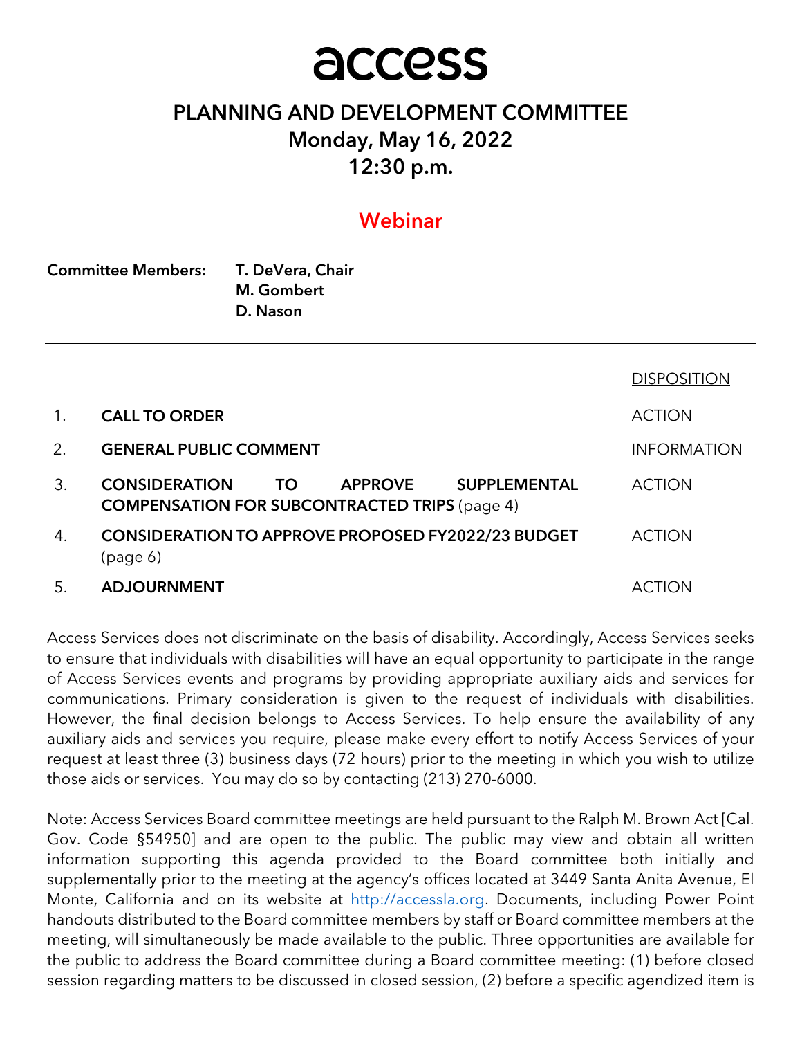# access

## PLANNING AND DEVELOPMENT COMMITTEE

## Monday, May 16, 2022

## 12:30 p.m.

### Webinar

**Committee Members:** **T. DeVera, Chair**
**M. Gombert**
**D. Nason**

---

| | | DISPOSITION |
|---|---|---|
| 1. | **CALL TO ORDER** | ACTION |
| 2. | **GENERAL PUBLIC COMMENT** | INFORMATION |
| 3. | **CONSIDERATION TO APPROVE SUPPLEMENTAL COMPENSATION FOR SUBCONTRACTED TRIPS** (page 4) | ACTION |
| 4. | **CONSIDERATION TO APPROVE PROPOSED FY2022/23 BUDGET** (page 6) | ACTION |
| 5. | **ADJOURNMENT** | ACTION |

Access Services does not discriminate on the basis of disability. Accordingly, Access Services seeks to ensure that individuals with disabilities will have an equal opportunity to participate in the range of Access Services events and programs by providing appropriate auxiliary aids and services for communications. Primary consideration is given to the request of individuals with disabilities. However, the final decision belongs to Access Services. To help ensure the availability of any auxiliary aids and services you require, please make every effort to notify Access Services of your request at least three (3) business days (72 hours) prior to the meeting in which you wish to utilize those aids or services. You may do so by contacting (213) 270-6000.

Note: Access Services Board committee meetings are held pursuant to the Ralph M. Brown Act [Cal. Gov. Code §54950] and are open to the public. The public may view and obtain all written information supporting this agenda provided to the Board committee both initially and supplementally prior to the meeting at the agency's offices located at 3449 Santa Anita Avenue, El Monte, California and on its website at http://accessla.org. Documents, including Power Point handouts distributed to the Board committee members by staff or Board committee members at the meeting, will simultaneously be made available to the public. Three opportunities are available for the public to address the Board committee during a Board committee meeting: (1) before closed session regarding matters to be discussed in closed session, (2) before a specific agendized item is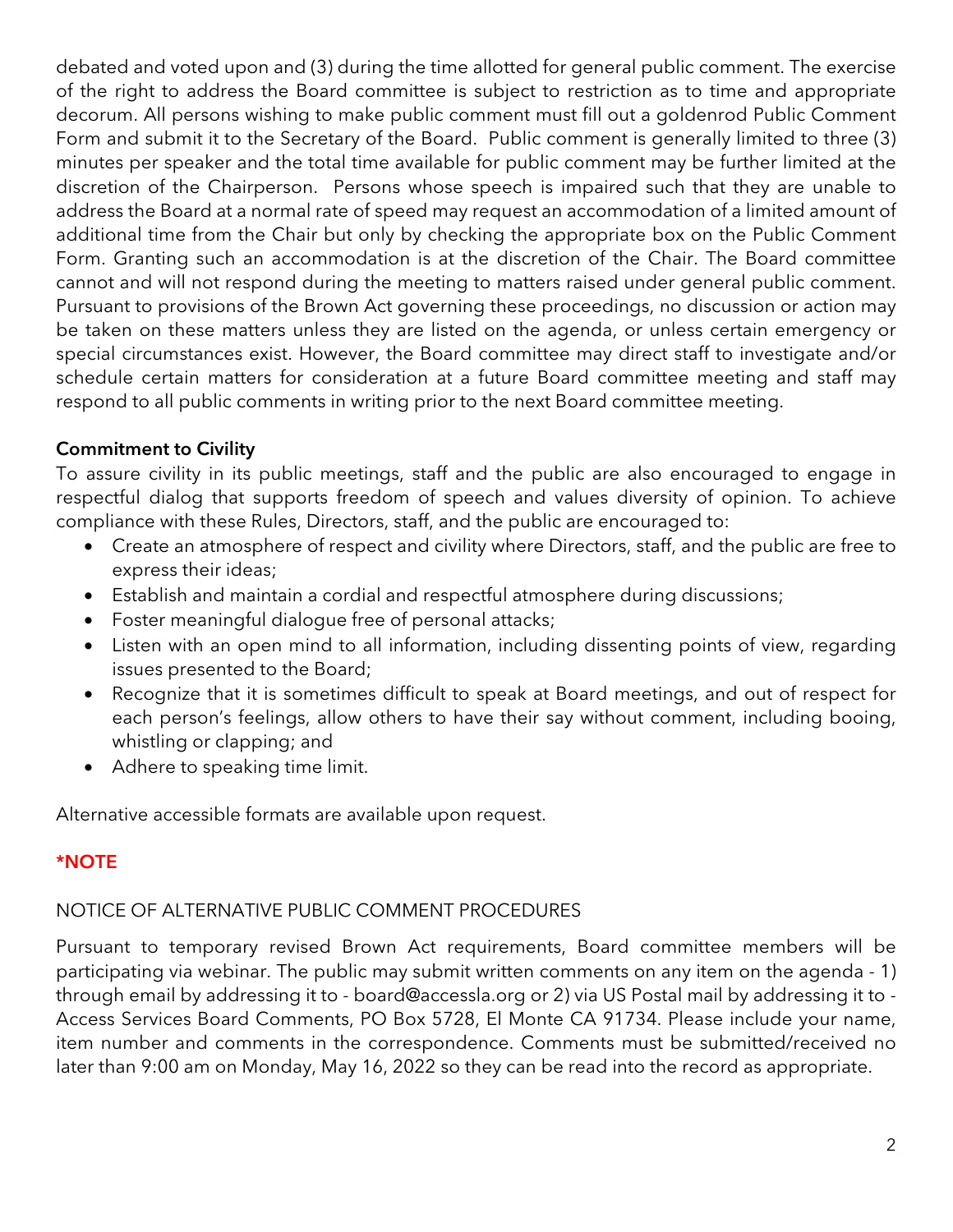debated and voted upon and (3) during the time allotted for general public comment. The exercise of the right to address the Board committee is subject to restriction as to time and appropriate decorum. All persons wishing to make public comment must fill out a goldenrod Public Comment Form and submit it to the Secretary of the Board. Public comment is generally limited to three (3) minutes per speaker and the total time available for public comment may be further limited at the discretion of the Chairperson. Persons whose speech is impaired such that they are unable to address the Board at a normal rate of speed may request an accommodation of a limited amount of additional time from the Chair but only by checking the appropriate box on the Public Comment Form. Granting such an accommodation is at the discretion of the Chair. The Board committee cannot and will not respond during the meeting to matters raised under general public comment. Pursuant to provisions of the Brown Act governing these proceedings, no discussion or action may be taken on these matters unless they are listed on the agenda, or unless certain emergency or special circumstances exist. However, the Board committee may direct staff to investigate and/or schedule certain matters for consideration at a future Board committee meeting and staff may respond to all public comments in writing prior to the next Board committee meeting.

**Commitment to Civility**

To assure civility in its public meetings, staff and the public are also encouraged to engage in respectful dialog that supports freedom of speech and values diversity of opinion. To achieve compliance with these Rules, Directors, staff, and the public are encouraged to:

- Create an atmosphere of respect and civility where Directors, staff, and the public are free to express their ideas;
- Establish and maintain a cordial and respectful atmosphere during discussions;
- Foster meaningful dialogue free of personal attacks;
- Listen with an open mind to all information, including dissenting points of view, regarding issues presented to the Board;
- Recognize that it is sometimes difficult to speak at Board meetings, and out of respect for each person's feelings, allow others to have their say without comment, including booing, whistling or clapping; and
- Adhere to speaking time limit.

Alternative accessible formats are available upon request.

**\*NOTE**

NOTICE OF ALTERNATIVE PUBLIC COMMENT PROCEDURES

Pursuant to temporary revised Brown Act requirements, Board committee members will be participating via webinar. The public may submit written comments on any item on the agenda - 1) through email by addressing it to - board@accessla.org or 2) via US Postal mail by addressing it to - Access Services Board Comments, PO Box 5728, El Monte CA 91734. Please include your name, item number and comments in the correspondence. Comments must be submitted/received no later than 9:00 am on Monday, May 16, 2022 so they can be read into the record as appropriate.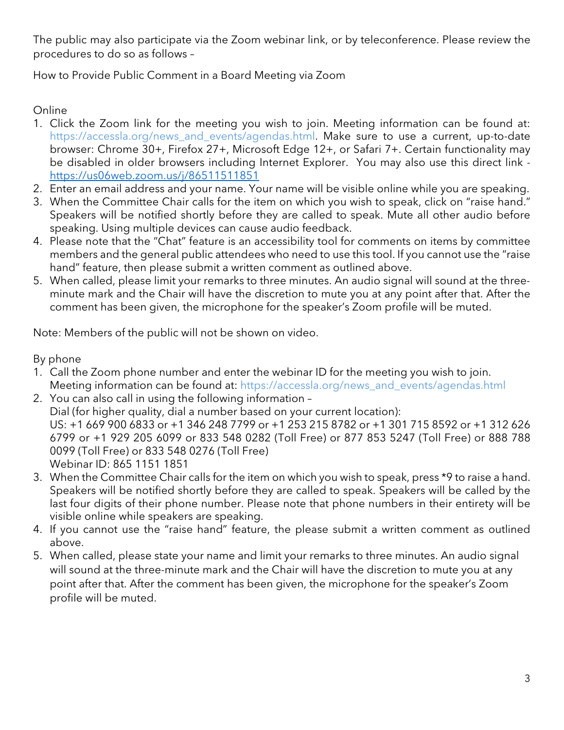The public may also participate via the Zoom webinar link, or by teleconference. Please review the procedures to do so as follows –

How to Provide Public Comment in a Board Meeting via Zoom

Online

1. Click the Zoom link for the meeting you wish to join. Meeting information can be found at: https://accessla.org/news_and_events/agendas.html. Make sure to use a current, up-to-date browser: Chrome 30+, Firefox 27+, Microsoft Edge 12+, or Safari 7+. Certain functionality may be disabled in older browsers including Internet Explorer. You may also use this direct link - https://us06web.zoom.us/j/86511511851
2. Enter an email address and your name. Your name will be visible online while you are speaking.
3. When the Committee Chair calls for the item on which you wish to speak, click on "raise hand." Speakers will be notified shortly before they are called to speak. Mute all other audio before speaking. Using multiple devices can cause audio feedback.
4. Please note that the "Chat" feature is an accessibility tool for comments on items by committee members and the general public attendees who need to use this tool. If you cannot use the "raise hand" feature, then please submit a written comment as outlined above.
5. When called, please limit your remarks to three minutes. An audio signal will sound at the three-minute mark and the Chair will have the discretion to mute you at any point after that. After the comment has been given, the microphone for the speaker's Zoom profile will be muted.

Note: Members of the public will not be shown on video.

By phone

1. Call the Zoom phone number and enter the webinar ID for the meeting you wish to join. Meeting information can be found at: https://accessla.org/news_and_events/agendas.html
2. You can also call in using the following information –
   Dial (for higher quality, dial a number based on your current location):
   US: +1 669 900 6833 or +1 346 248 7799 or +1 253 215 8782 or +1 301 715 8592 or +1 312 626 6799 or +1 929 205 6099 or 833 548 0282 (Toll Free) or 877 853 5247 (Toll Free) or 888 788 0099 (Toll Free) or 833 548 0276 (Toll Free)
   Webinar ID: 865 1151 1851
3. When the Committee Chair calls for the item on which you wish to speak, press *9 to raise a hand. Speakers will be notified shortly before they are called to speak. Speakers will be called by the last four digits of their phone number. Please note that phone numbers in their entirety will be visible online while speakers are speaking.
4. If you cannot use the "raise hand" feature, the please submit a written comment as outlined above.
5. When called, please state your name and limit your remarks to three minutes. An audio signal will sound at the three-minute mark and the Chair will have the discretion to mute you at any point after that. After the comment has been given, the microphone for the speaker's Zoom profile will be muted.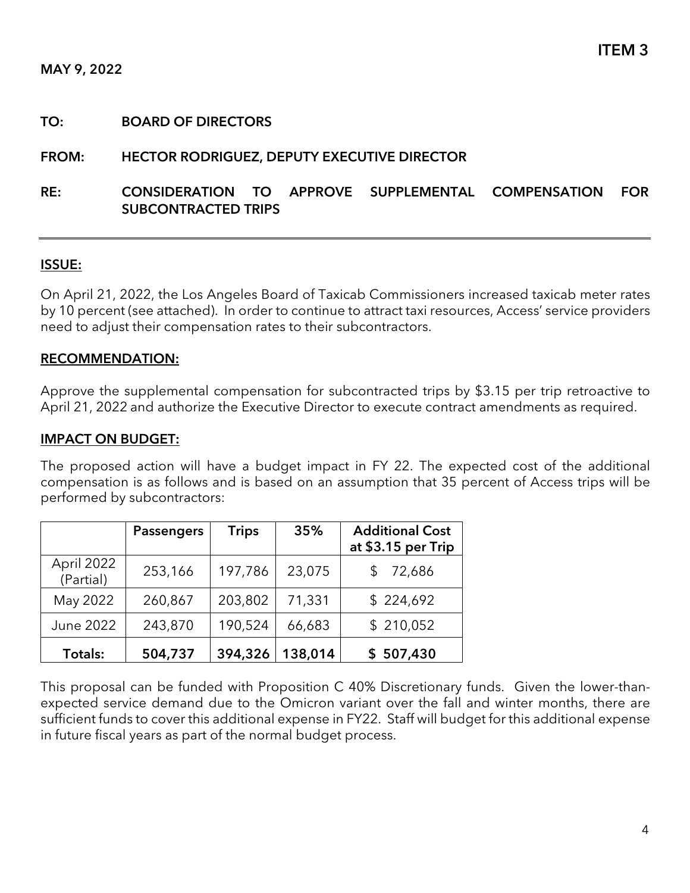**ITEM 3**

**MAY 9, 2022**

**TO:** BOARD OF DIRECTORS

**FROM:** HECTOR RODRIGUEZ, DEPUTY EXECUTIVE DIRECTOR

**RE:** CONSIDERATION TO APPROVE SUPPLEMENTAL COMPENSATION FOR SUBCONTRACTED TRIPS

---

## ISSUE:

On April 21, 2022, the Los Angeles Board of Taxicab Commissioners increased taxicab meter rates by 10 percent (see attached). In order to continue to attract taxi resources, Access' service providers need to adjust their compensation rates to their subcontractors.

## RECOMMENDATION:

Approve the supplemental compensation for subcontracted trips by $3.15 per trip retroactive to April 21, 2022 and authorize the Executive Director to execute contract amendments as required.

## IMPACT ON BUDGET:

The proposed action will have a budget impact in FY 22. The expected cost of the additional compensation is as follows and is based on an assumption that 35 percent of Access trips will be performed by subcontractors:

| | Passengers | Trips | 35% | Additional Cost at $3.15 per Trip |
|---|---|---|---|---|
| April 2022 (Partial) | 253,166 | 197,786 | 23,075 | $ 72,686 |
| May 2022 | 260,867 | 203,802 | 71,331 | $ 224,692 |
| June 2022 | 243,870 | 190,524 | 66,683 | $ 210,052 |
| **Totals:** | **504,737** | **394,326** | **138,014** | **$ 507,430** |

This proposal can be funded with Proposition C 40% Discretionary funds. Given the lower-than-expected service demand due to the Omicron variant over the fall and winter months, there are sufficient funds to cover this additional expense in FY22. Staff will budget for this additional expense in future fiscal years as part of the normal budget process.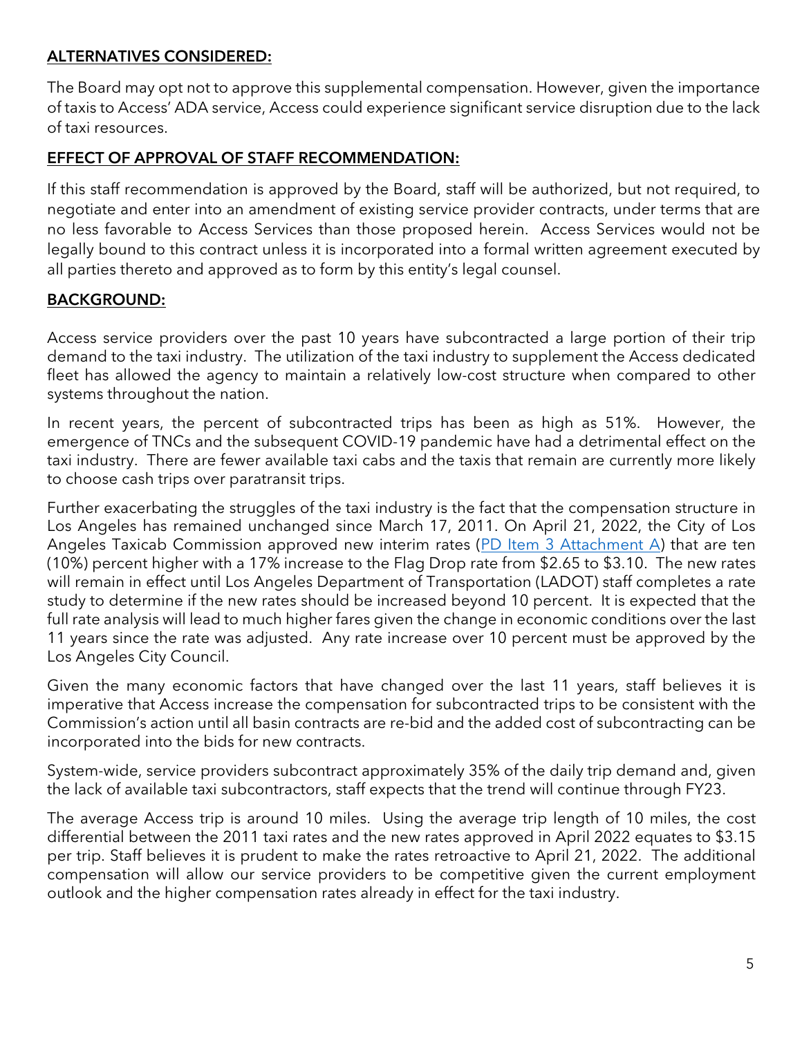## ALTERNATIVES CONSIDERED:

The Board may opt not to approve this supplemental compensation. However, given the importance of taxis to Access' ADA service, Access could experience significant service disruption due to the lack of taxi resources.

## EFFECT OF APPROVAL OF STAFF RECOMMENDATION:

If this staff recommendation is approved by the Board, staff will be authorized, but not required, to negotiate and enter into an amendment of existing service provider contracts, under terms that are no less favorable to Access Services than those proposed herein. Access Services would not be legally bound to this contract unless it is incorporated into a formal written agreement executed by all parties thereto and approved as to form by this entity's legal counsel.

## BACKGROUND:

Access service providers over the past 10 years have subcontracted a large portion of their trip demand to the taxi industry. The utilization of the taxi industry to supplement the Access dedicated fleet has allowed the agency to maintain a relatively low-cost structure when compared to other systems throughout the nation.

In recent years, the percent of subcontracted trips has been as high as 51%. However, the emergence of TNCs and the subsequent COVID-19 pandemic have had a detrimental effect on the taxi industry. There are fewer available taxi cabs and the taxis that remain are currently more likely to choose cash trips over paratransit trips.

Further exacerbating the struggles of the taxi industry is the fact that the compensation structure in Los Angeles has remained unchanged since March 17, 2011. On April 21, 2022, the City of Los Angeles Taxicab Commission approved new interim rates (PD Item 3 Attachment A) that are ten (10%) percent higher with a 17% increase to the Flag Drop rate from $2.65 to $3.10. The new rates will remain in effect until Los Angeles Department of Transportation (LADOT) staff completes a rate study to determine if the new rates should be increased beyond 10 percent. It is expected that the full rate analysis will lead to much higher fares given the change in economic conditions over the last 11 years since the rate was adjusted. Any rate increase over 10 percent must be approved by the Los Angeles City Council.

Given the many economic factors that have changed over the last 11 years, staff believes it is imperative that Access increase the compensation for subcontracted trips to be consistent with the Commission's action until all basin contracts are re-bid and the added cost of subcontracting can be incorporated into the bids for new contracts.

System-wide, service providers subcontract approximately 35% of the daily trip demand and, given the lack of available taxi subcontractors, staff expects that the trend will continue through FY23.

The average Access trip is around 10 miles. Using the average trip length of 10 miles, the cost differential between the 2011 taxi rates and the new rates approved in April 2022 equates to $3.15 per trip. Staff believes it is prudent to make the rates retroactive to April 21, 2022. The additional compensation will allow our service providers to be competitive given the current employment outlook and the higher compensation rates already in effect for the taxi industry.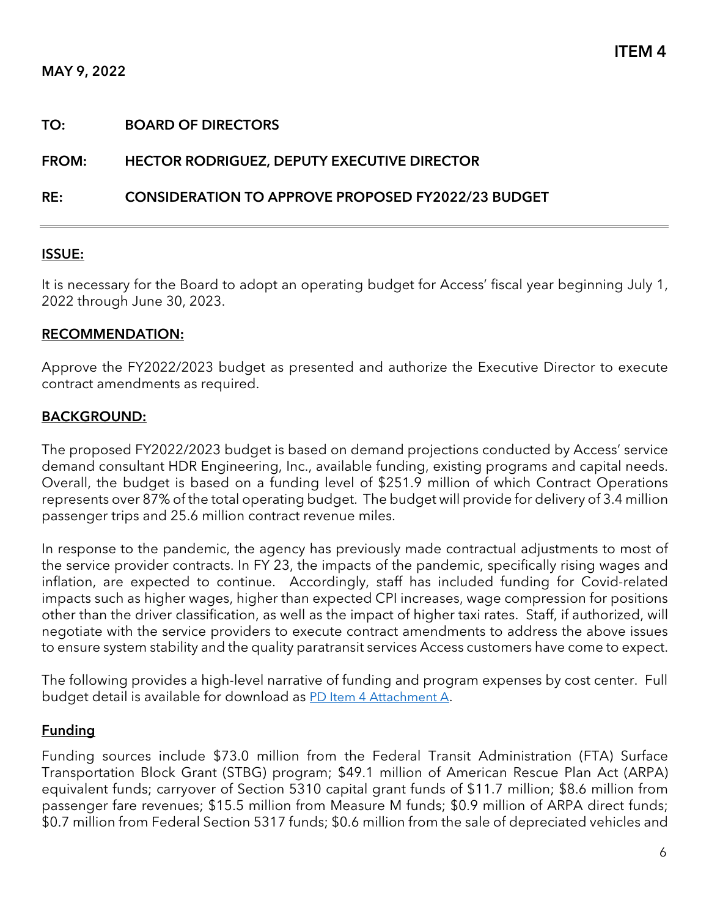**ITEM 4**

**MAY 9, 2022**

**TO:** BOARD OF DIRECTORS

**FROM:** HECTOR RODRIGUEZ, DEPUTY EXECUTIVE DIRECTOR

**RE:** CONSIDERATION TO APPROVE PROPOSED FY2022/23 BUDGET

---

## ISSUE:

It is necessary for the Board to adopt an operating budget for Access' fiscal year beginning July 1, 2022 through June 30, 2023.

## RECOMMENDATION:

Approve the FY2022/2023 budget as presented and authorize the Executive Director to execute contract amendments as required.

## BACKGROUND:

The proposed FY2022/2023 budget is based on demand projections conducted by Access' service demand consultant HDR Engineering, Inc., available funding, existing programs and capital needs. Overall, the budget is based on a funding level of $251.9 million of which Contract Operations represents over 87% of the total operating budget. The budget will provide for delivery of 3.4 million passenger trips and 25.6 million contract revenue miles.

In response to the pandemic, the agency has previously made contractual adjustments to most of the service provider contracts. In FY 23, the impacts of the pandemic, specifically rising wages and inflation, are expected to continue. Accordingly, staff has included funding for Covid-related impacts such as higher wages, higher than expected CPI increases, wage compression for positions other than the driver classification, as well as the impact of higher taxi rates. Staff, if authorized, will negotiate with the service providers to execute contract amendments to address the above issues to ensure system stability and the quality paratransit services Access customers have come to expect.

The following provides a high-level narrative of funding and program expenses by cost center. Full budget detail is available for download as [PD Item 4 Attachment A].

### Funding

Funding sources include $73.0 million from the Federal Transit Administration (FTA) Surface Transportation Block Grant (STBG) program; $49.1 million of American Rescue Plan Act (ARPA) equivalent funds; carryover of Section 5310 capital grant funds of $11.7 million; $8.6 million from passenger fare revenues; $15.5 million from Measure M funds; $0.9 million of ARPA direct funds; $0.7 million from Federal Section 5317 funds; $0.6 million from the sale of depreciated vehicles and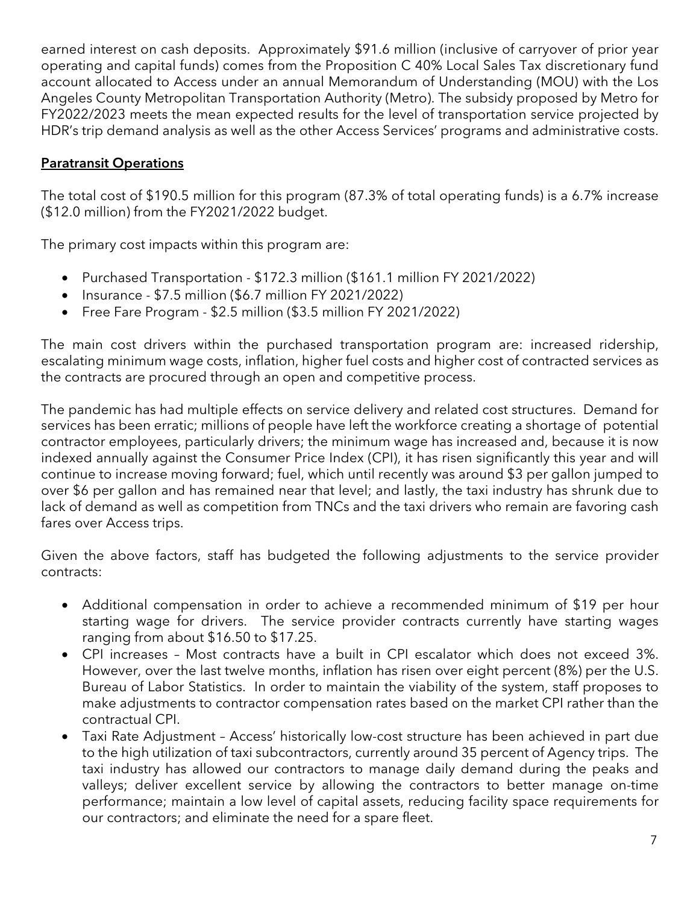earned interest on cash deposits. Approximately $91.6 million (inclusive of carryover of prior year operating and capital funds) comes from the Proposition C 40% Local Sales Tax discretionary fund account allocated to Access under an annual Memorandum of Understanding (MOU) with the Los Angeles County Metropolitan Transportation Authority (Metro). The subsidy proposed by Metro for FY2022/2023 meets the mean expected results for the level of transportation service projected by HDR's trip demand analysis as well as the other Access Services' programs and administrative costs.

## Paratransit Operations

The total cost of $190.5 million for this program (87.3% of total operating funds) is a 6.7% increase ($12.0 million) from the FY2021/2022 budget.

The primary cost impacts within this program are:

- Purchased Transportation - $172.3 million ($161.1 million FY 2021/2022)
- Insurance - $7.5 million ($6.7 million FY 2021/2022)
- Free Fare Program - $2.5 million ($3.5 million FY 2021/2022)

The main cost drivers within the purchased transportation program are: increased ridership, escalating minimum wage costs, inflation, higher fuel costs and higher cost of contracted services as the contracts are procured through an open and competitive process.

The pandemic has had multiple effects on service delivery and related cost structures. Demand for services has been erratic; millions of people have left the workforce creating a shortage of potential contractor employees, particularly drivers; the minimum wage has increased and, because it is now indexed annually against the Consumer Price Index (CPI), it has risen significantly this year and will continue to increase moving forward; fuel, which until recently was around $3 per gallon jumped to over $6 per gallon and has remained near that level; and lastly, the taxi industry has shrunk due to lack of demand as well as competition from TNCs and the taxi drivers who remain are favoring cash fares over Access trips.

Given the above factors, staff has budgeted the following adjustments to the service provider contracts:

- Additional compensation in order to achieve a recommended minimum of $19 per hour starting wage for drivers. The service provider contracts currently have starting wages ranging from about $16.50 to $17.25.
- CPI increases – Most contracts have a built in CPI escalator which does not exceed 3%. However, over the last twelve months, inflation has risen over eight percent (8%) per the U.S. Bureau of Labor Statistics. In order to maintain the viability of the system, staff proposes to make adjustments to contractor compensation rates based on the market CPI rather than the contractual CPI.
- Taxi Rate Adjustment – Access' historically low-cost structure has been achieved in part due to the high utilization of taxi subcontractors, currently around 35 percent of Agency trips. The taxi industry has allowed our contractors to manage daily demand during the peaks and valleys; deliver excellent service by allowing the contractors to better manage on-time performance; maintain a low level of capital assets, reducing facility space requirements for our contractors; and eliminate the need for a spare fleet.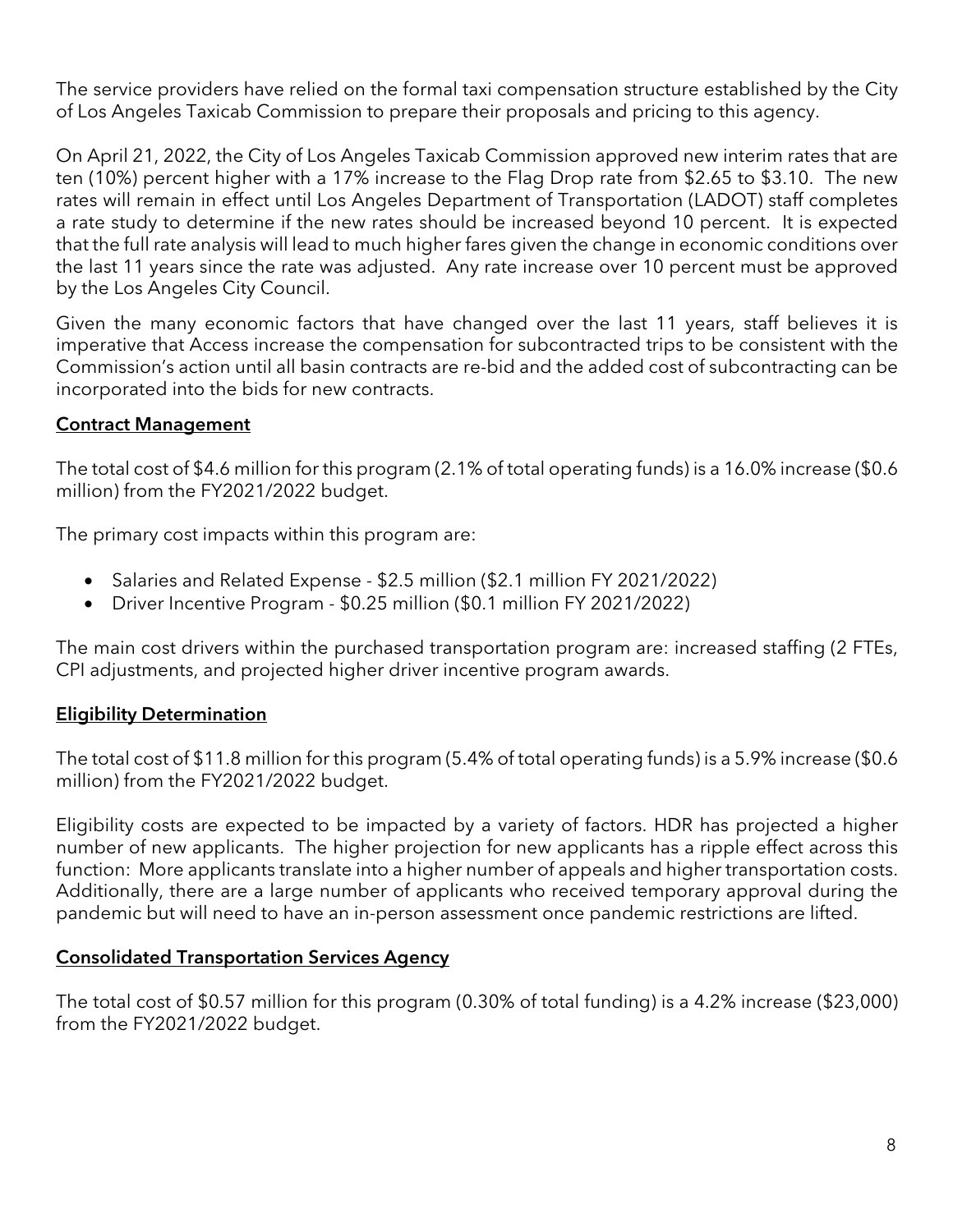The service providers have relied on the formal taxi compensation structure established by the City of Los Angeles Taxicab Commission to prepare their proposals and pricing to this agency.

On April 21, 2022, the City of Los Angeles Taxicab Commission approved new interim rates that are ten (10%) percent higher with a 17% increase to the Flag Drop rate from $2.65 to $3.10. The new rates will remain in effect until Los Angeles Department of Transportation (LADOT) staff completes a rate study to determine if the new rates should be increased beyond 10 percent. It is expected that the full rate analysis will lead to much higher fares given the change in economic conditions over the last 11 years since the rate was adjusted. Any rate increase over 10 percent must be approved by the Los Angeles City Council.

Given the many economic factors that have changed over the last 11 years, staff believes it is imperative that Access increase the compensation for subcontracted trips to be consistent with the Commission's action until all basin contracts are re-bid and the added cost of subcontracting can be incorporated into the bids for new contracts.

**Contract Management**

The total cost of $4.6 million for this program (2.1% of total operating funds) is a 16.0% increase ($0.6 million) from the FY2021/2022 budget.

The primary cost impacts within this program are:

- Salaries and Related Expense - $2.5 million ($2.1 million FY 2021/2022)
- Driver Incentive Program - $0.25 million ($0.1 million FY 2021/2022)

The main cost drivers within the purchased transportation program are: increased staffing (2 FTEs, CPI adjustments, and projected higher driver incentive program awards.

**Eligibility Determination**

The total cost of $11.8 million for this program (5.4% of total operating funds) is a 5.9% increase ($0.6 million) from the FY2021/2022 budget.

Eligibility costs are expected to be impacted by a variety of factors. HDR has projected a higher number of new applicants. The higher projection for new applicants has a ripple effect across this function: More applicants translate into a higher number of appeals and higher transportation costs. Additionally, there are a large number of applicants who received temporary approval during the pandemic but will need to have an in-person assessment once pandemic restrictions are lifted.

**Consolidated Transportation Services Agency**

The total cost of $0.57 million for this program (0.30% of total funding) is a 4.2% increase ($23,000) from the FY2021/2022 budget.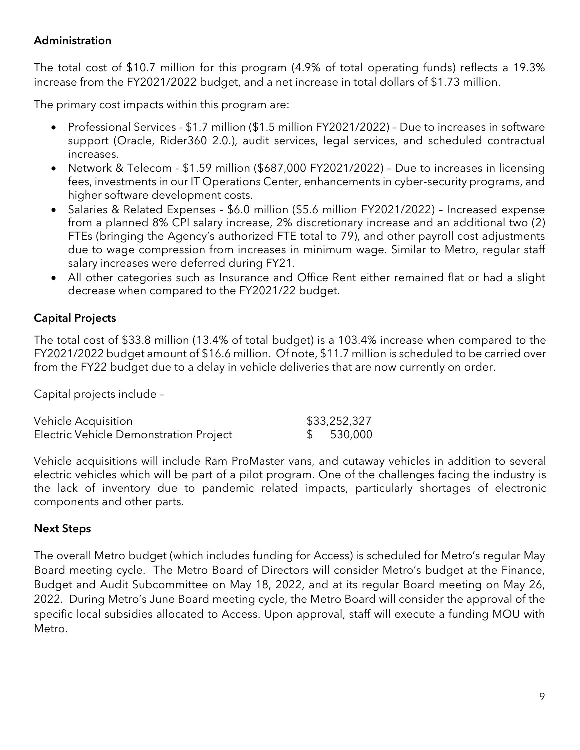**Administration**

The total cost of $10.7 million for this program (4.9% of total operating funds) reflects a 19.3% increase from the FY2021/2022 budget, and a net increase in total dollars of $1.73 million.

The primary cost impacts within this program are:

- Professional Services - $1.7 million ($1.5 million FY2021/2022) – Due to increases in software support (Oracle, Rider360 2.0.), audit services, legal services, and scheduled contractual increases.
- Network & Telecom - $1.59 million ($687,000 FY2021/2022) – Due to increases in licensing fees, investments in our IT Operations Center, enhancements in cyber-security programs, and higher software development costs.
- Salaries & Related Expenses - $6.0 million ($5.6 million FY2021/2022) – Increased expense from a planned 8% CPI salary increase, 2% discretionary increase and an additional two (2) FTEs (bringing the Agency's authorized FTE total to 79), and other payroll cost adjustments due to wage compression from increases in minimum wage. Similar to Metro, regular staff salary increases were deferred during FY21.
- All other categories such as Insurance and Office Rent either remained flat or had a slight decrease when compared to the FY2021/22 budget.

**Capital Projects**

The total cost of $33.8 million (13.4% of total budget) is a 103.4% increase when compared to the FY2021/2022 budget amount of $16.6 million. Of note, $11.7 million is scheduled to be carried over from the FY22 budget due to a delay in vehicle deliveries that are now currently on order.

Capital projects include –

| | |
|---|---|
| Vehicle Acquisition | $33,252,327 |
| Electric Vehicle Demonstration Project | $ 530,000 |

Vehicle acquisitions will include Ram ProMaster vans, and cutaway vehicles in addition to several electric vehicles which will be part of a pilot program. One of the challenges facing the industry is the lack of inventory due to pandemic related impacts, particularly shortages of electronic components and other parts.

**Next Steps**

The overall Metro budget (which includes funding for Access) is scheduled for Metro's regular May Board meeting cycle. The Metro Board of Directors will consider Metro's budget at the Finance, Budget and Audit Subcommittee on May 18, 2022, and at its regular Board meeting on May 26, 2022. During Metro's June Board meeting cycle, the Metro Board will consider the approval of the specific local subsidies allocated to Access. Upon approval, staff will execute a funding MOU with Metro.